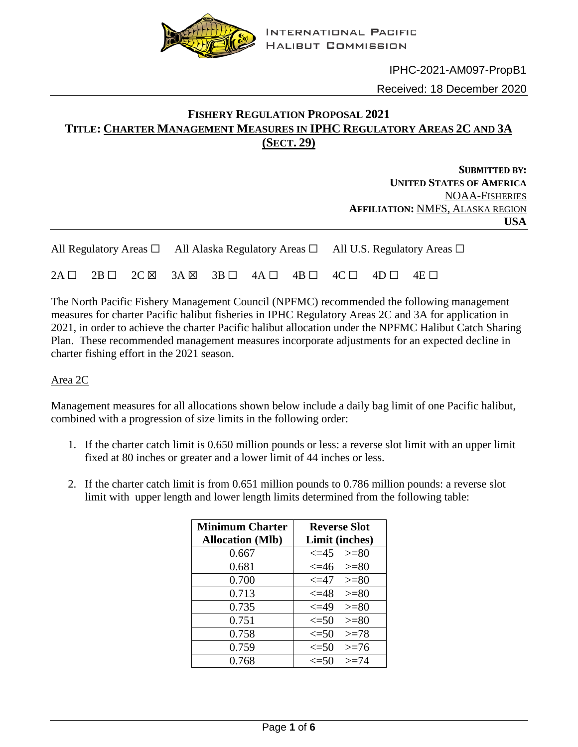INTERNATIONAL PACIFIC HALIBUT COMMISSION

IPHC-2021-AM097-PropB1

Received: 18 December 2020

# FISHERY REGULATION PROPOSAL 2021
# TITLE: CHARTER MANAGEMENT MEASURES IN IPHC REGULATORY AREAS 2C AND 3A (SECT. 29)

**SUBMITTED BY:**
**UNITED STATES OF AMERICA**
NOAA-FISHERIES
**AFFILIATION:** NMFS, ALASKA REGION
**USA**

All Regulatory Areas ☐  All Alaska Regulatory Areas ☐  All U.S. Regulatory Areas ☐

2A ☐  2B ☐  2C ☒  3A ☒  3B ☐  4A ☐  4B ☐  4C ☐  4D ☐  4E ☐

The North Pacific Fishery Management Council (NPFMC) recommended the following management measures for charter Pacific halibut fisheries in IPHC Regulatory Areas 2C and 3A for application in 2021, in order to achieve the charter Pacific halibut allocation under the NPFMC Halibut Catch Sharing Plan. These recommended management measures incorporate adjustments for an expected decline in charter fishing effort in the 2021 season.

## Area 2C

Management measures for all allocations shown below include a daily bag limit of one Pacific halibut, combined with a progression of size limits in the following order:

1. If the charter catch limit is 0.650 million pounds or less: a reverse slot limit with an upper limit fixed at 80 inches or greater and a lower limit of 44 inches or less.

2. If the charter catch limit is from 0.651 million pounds to 0.786 million pounds: a reverse slot limit with upper length and lower length limits determined from the following table:

| Minimum Charter Allocation (Mlb) | Reverse Slot Limit (inches) |
|---|---|
| 0.667 | <=45 >=80 |
| 0.681 | <=46 >=80 |
| 0.700 | <=47 >=80 |
| 0.713 | <=48 >=80 |
| 0.735 | <=49 >=80 |
| 0.751 | <=50 >=80 |
| 0.758 | <=50 >=78 |
| 0.759 | <=50 >=76 |
| 0.768 | <=50 >=74 |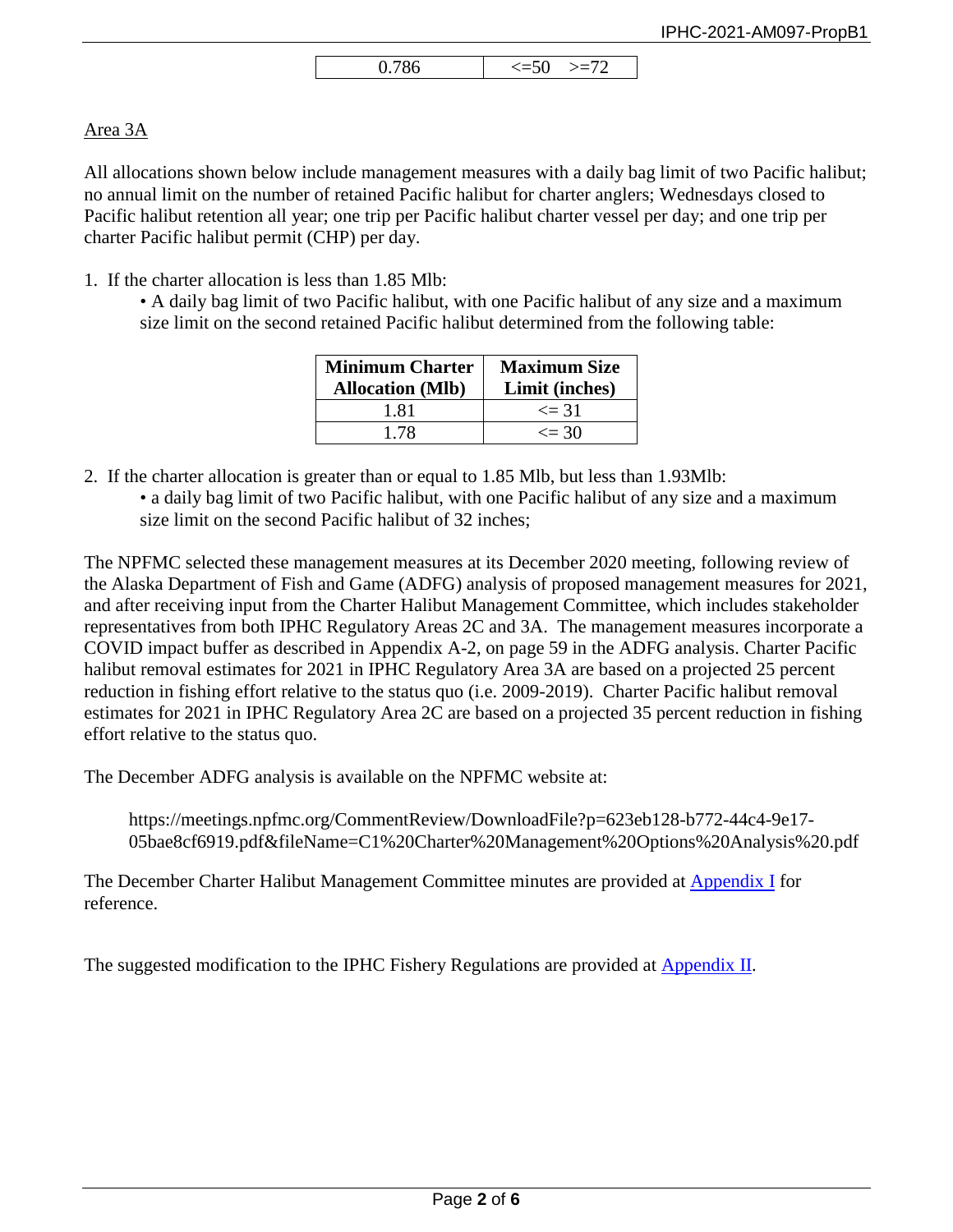| 0.786 | <=50 >=72 |
|---|---|

Area 3A

All allocations shown below include management measures with a daily bag limit of two Pacific halibut; no annual limit on the number of retained Pacific halibut for charter anglers; Wednesdays closed to Pacific halibut retention all year; one trip per Pacific halibut charter vessel per day; and one trip per charter Pacific halibut permit (CHP) per day.

1. If the charter allocation is less than 1.85 Mlb:
   - A daily bag limit of two Pacific halibut, with one Pacific halibut of any size and a maximum size limit on the second retained Pacific halibut determined from the following table:

| Minimum Charter Allocation (Mlb) | Maximum Size Limit (inches) |
|---|---|
| 1.81 | <= 31 |
| 1.78 | <= 30 |

2. If the charter allocation is greater than or equal to 1.85 Mlb, but less than 1.93Mlb:
   - a daily bag limit of two Pacific halibut, with one Pacific halibut of any size and a maximum size limit on the second Pacific halibut of 32 inches;

The NPFMC selected these management measures at its December 2020 meeting, following review of the Alaska Department of Fish and Game (ADFG) analysis of proposed management measures for 2021, and after receiving input from the Charter Halibut Management Committee, which includes stakeholder representatives from both IPHC Regulatory Areas 2C and 3A. The management measures incorporate a COVID impact buffer as described in Appendix A-2, on page 59 in the ADFG analysis. Charter Pacific halibut removal estimates for 2021 in IPHC Regulatory Area 3A are based on a projected 25 percent reduction in fishing effort relative to the status quo (i.e. 2009-2019). Charter Pacific halibut removal estimates for 2021 in IPHC Regulatory Area 2C are based on a projected 35 percent reduction in fishing effort relative to the status quo.

The December ADFG analysis is available on the NPFMC website at:

https://meetings.npfmc.org/CommentReview/DownloadFile?p=623eb128-b772-44c4-9e17-05bae8cf6919.pdf&fileName=C1%20Charter%20Management%20Options%20Analysis%20.pdf

The December Charter Halibut Management Committee minutes are provided at Appendix I for reference.

The suggested modification to the IPHC Fishery Regulations are provided at Appendix II.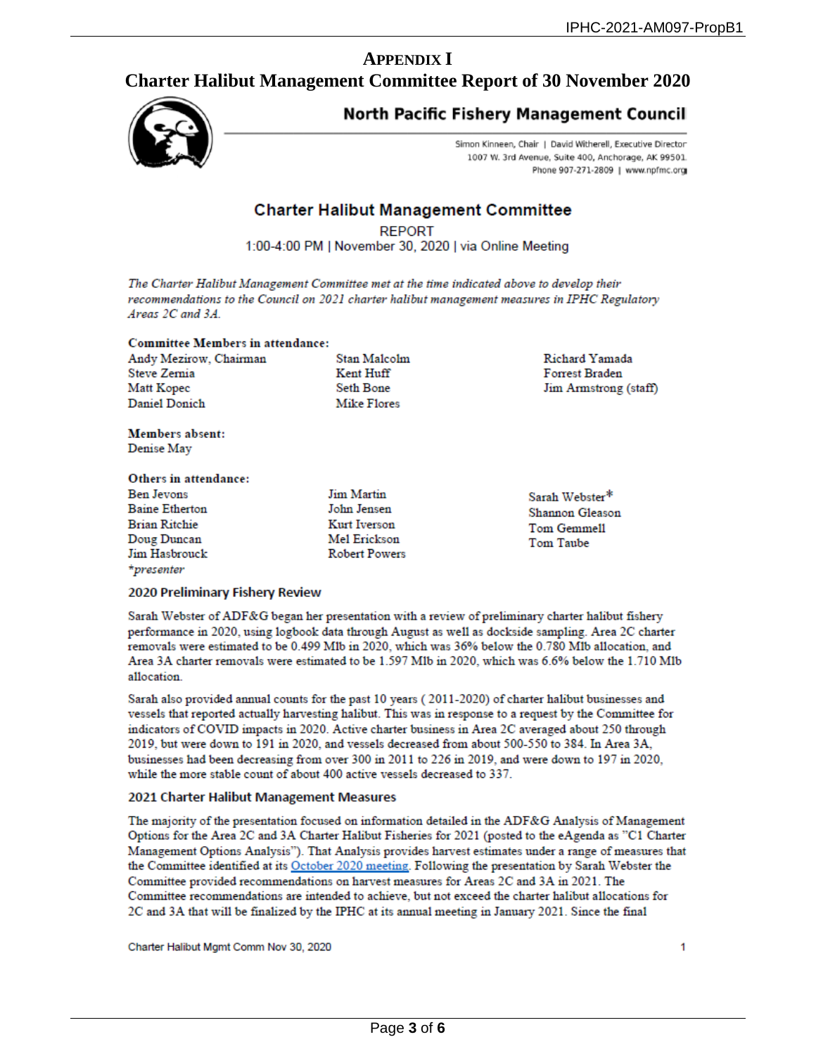# APPENDIX I

# Charter Halibut Management Committee Report of 30 November 2020

**North Pacific Fishery Management Council**

Simon Kinneen, Chair | David Witherell, Executive Director
1007 W. 3rd Avenue, Suite 400, Anchorage, AK 99501
Phone 907-271-2809 | www.npfmc.org

## Charter Halibut Management Committee

REPORT
1:00-4:00 PM | November 30, 2020 | via Online Meeting

*The Charter Halibut Management Committee met at the time indicated above to develop their recommendations to the Council on 2021 charter halibut management measures in IPHC Regulatory Areas 2C and 3A.*

**Committee Members in attendance:**

Andy Mezirow, Chairman
Steve Zernia
Matt Kopec
Daniel Donich
Stan Malcolm
Kent Huff
Seth Bone
Mike Flores
Richard Yamada
Forrest Braden
Jim Armstrong (staff)

**Members absent:**
Denise May

**Others in attendance:**

Ben Jevons
Baine Etherton
Brian Ritchie
Doug Duncan
Jim Hasbrouck
Jim Martin
John Jensen
Kurt Iverson
Mel Erickson
Robert Powers
Sarah Webster*
Shannon Gleason
Tom Gemmell
Tom Taube

*presenter

### 2020 Preliminary Fishery Review

Sarah Webster of ADF&G began her presentation with a review of preliminary charter halibut fishery performance in 2020, using logbook data through August as well as dockside sampling. Area 2C charter removals were estimated to be 0.499 Mlb in 2020, which was 36% below the 0.780 Mlb allocation, and Area 3A charter removals were estimated to be 1.597 Mlb in 2020, which was 6.6% below the 1.710 Mlb allocation.

Sarah also provided annual counts for the past 10 years ( 2011-2020) of charter halibut businesses and vessels that reported actually harvesting halibut. This was in response to a request by the Committee for indicators of COVID impacts in 2020. Active charter business in Area 2C averaged about 250 through 2019, but were down to 191 in 2020, and vessels decreased from about 500-550 to 384. In Area 3A, businesses had been decreasing from over 300 in 2011 to 226 in 2019, and were down to 197 in 2020, while the more stable count of about 400 active vessels decreased to 337.

### 2021 Charter Halibut Management Measures

The majority of the presentation focused on information detailed in the ADF&G Analysis of Management Options for the Area 2C and 3A Charter Halibut Fisheries for 2021 (posted to the eAgenda as "C1 Charter Management Options Analysis"). That Analysis provides harvest estimates under a range of measures that the Committee identified at its October 2020 meeting. Following the presentation by Sarah Webster the Committee provided recommendations on harvest measures for Areas 2C and 3A in 2021. The Committee recommendations are intended to achieve, but not exceed the charter halibut allocations for 2C and 3A that will be finalized by the IPHC at its annual meeting in January 2021. Since the final

Charter Halibut Mgmt Comm Nov 30, 2020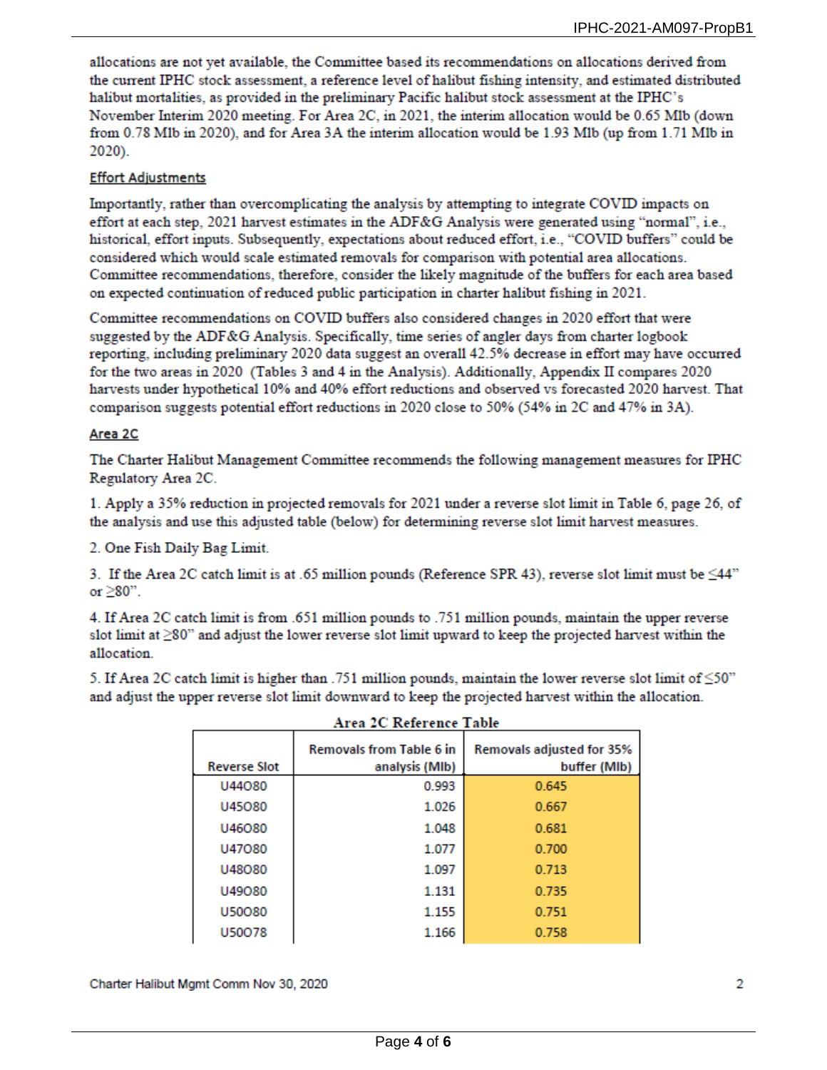allocations are not yet available, the Committee based its recommendations on allocations derived from the current IPHC stock assessment, a reference level of halibut fishing intensity, and estimated distributed halibut mortalities, as provided in the preliminary Pacific halibut stock assessment at the IPHC's November Interim 2020 meeting. For Area 2C, in 2021, the interim allocation would be 0.65 Mlb (down from 0.78 Mlb in 2020), and for Area 3A the interim allocation would be 1.93 Mlb (up from 1.71 Mlb in 2020).

## Effort Adjustments

Importantly, rather than overcomplicating the analysis by attempting to integrate COVID impacts on effort at each step, 2021 harvest estimates in the ADF&G Analysis were generated using "normal", i.e., historical, effort inputs. Subsequently, expectations about reduced effort, i.e., "COVID buffers" could be considered which would scale estimated removals for comparison with potential area allocations. Committee recommendations, therefore, consider the likely magnitude of the buffers for each area based on expected continuation of reduced public participation in charter halibut fishing in 2021.

Committee recommendations on COVID buffers also considered changes in 2020 effort that were suggested by the ADF&G Analysis. Specifically, time series of angler days from charter logbook reporting, including preliminary 2020 data suggest an overall 42.5% decrease in effort may have occurred for the two areas in 2020 (Tables 3 and 4 in the Analysis). Additionally, Appendix II compares 2020 harvests under hypothetical 10% and 40% effort reductions and observed vs forecasted 2020 harvest. That comparison suggests potential effort reductions in 2020 close to 50% (54% in 2C and 47% in 3A).

## Area 2C

The Charter Halibut Management Committee recommends the following management measures for IPHC Regulatory Area 2C.

1. Apply a 35% reduction in projected removals for 2021 under a reverse slot limit in Table 6, page 26, of the analysis and use this adjusted table (below) for determining reverse slot limit harvest measures.

2. One Fish Daily Bag Limit.

3. If the Area 2C catch limit is at .65 million pounds (Reference SPR 43), reverse slot limit must be ≤44" or ≥80".

4. If Area 2C catch limit is from .651 million pounds to .751 million pounds, maintain the upper reverse slot limit at ≥80" and adjust the lower reverse slot limit upward to keep the projected harvest within the allocation.

5. If Area 2C catch limit is higher than .751 million pounds, maintain the lower reverse slot limit of ≤50" and adjust the upper reverse slot limit downward to keep the projected harvest within the allocation.

**Area 2C Reference Table**

| Reverse Slot | Removals from Table 6 in analysis (Mlb) | Removals adjusted for 35% buffer (Mlb) |
|---|---|---|
| U44O80 | 0.993 | 0.645 |
| U45O80 | 1.026 | 0.667 |
| U46O80 | 1.048 | 0.681 |
| U47O80 | 1.077 | 0.700 |
| U48O80 | 1.097 | 0.713 |
| U49O80 | 1.131 | 0.735 |
| U50O80 | 1.155 | 0.751 |
| U50O78 | 1.166 | 0.758 |

Charter Halibut Mgmt Comm Nov 30, 2020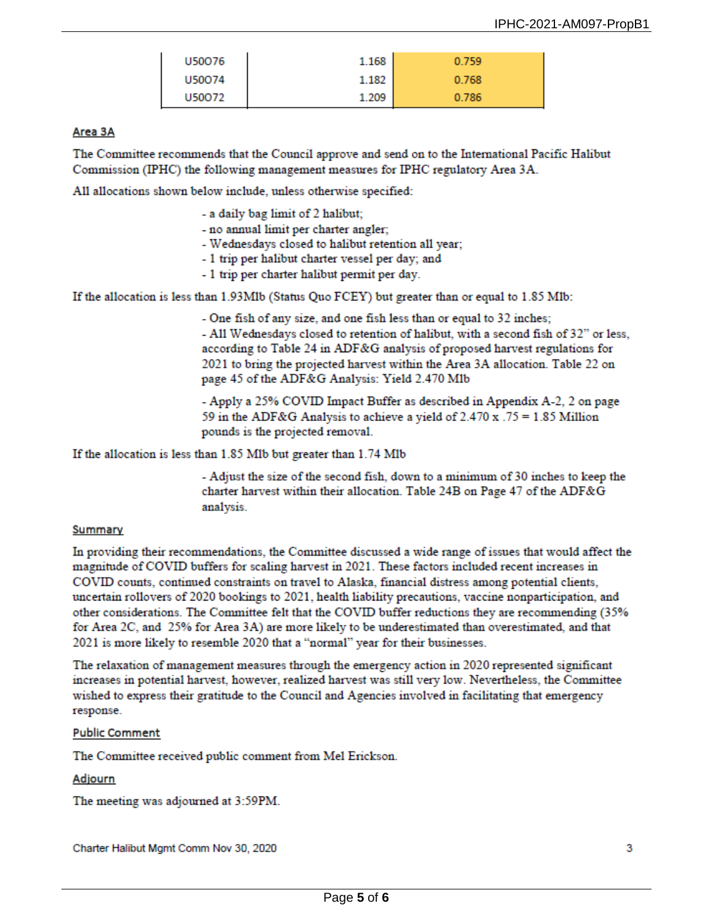| U50076 | 1.168 | 0.759 |
|---|---|---|
| U50074 | 1.182 | 0.768 |
| U50072 | 1.209 | 0.786 |

**Area 3A**

The Committee recommends that the Council approve and send on to the International Pacific Halibut Commission (IPHC) the following management measures for IPHC regulatory Area 3A.

All allocations shown below include, unless otherwise specified:

- a daily bag limit of 2 halibut;
- no annual limit per charter angler;
- Wednesdays closed to halibut retention all year;
- 1 trip per halibut charter vessel per day; and
- 1 trip per charter halibut permit per day.

If the allocation is less than 1.93Mlb (Status Quo FCEY) but greater than or equal to 1.85 Mlb:

- One fish of any size, and one fish less than or equal to 32 inches;
- All Wednesdays closed to retention of halibut, with a second fish of 32" or less, according to Table 24 in ADF&G analysis of proposed harvest regulations for 2021 to bring the projected harvest within the Area 3A allocation. Table 22 on page 45 of the ADF&G Analysis: Yield 2.470 Mlb
- Apply a 25% COVID Impact Buffer as described in Appendix A-2, 2 on page 59 in the ADF&G Analysis to achieve a yield of 2.470 x .75 = 1.85 Million pounds is the projected removal.

If the allocation is less than 1.85 Mlb but greater than 1.74 Mlb

- Adjust the size of the second fish, down to a minimum of 30 inches to keep the charter harvest within their allocation. Table 24B on Page 47 of the ADF&G analysis.

**Summary**

In providing their recommendations, the Committee discussed a wide range of issues that would affect the magnitude of COVID buffers for scaling harvest in 2021. These factors included recent increases in COVID counts, continued constraints on travel to Alaska, financial distress among potential clients, uncertain rollovers of 2020 bookings to 2021, health liability precautions, vaccine nonparticipation, and other considerations. The Committee felt that the COVID buffer reductions they are recommending (35% for Area 2C, and 25% for Area 3A) are more likely to be underestimated than overestimated, and that 2021 is more likely to resemble 2020 that a "normal" year for their businesses.

The relaxation of management measures through the emergency action in 2020 represented significant increases in potential harvest, however, realized harvest was still very low. Nevertheless, the Committee wished to express their gratitude to the Council and Agencies involved in facilitating that emergency response.

**Public Comment**

The Committee received public comment from Mel Erickson.

**Adjourn**

The meeting was adjourned at 3:59PM.

Charter Halibut Mgmt Comm Nov 30, 2020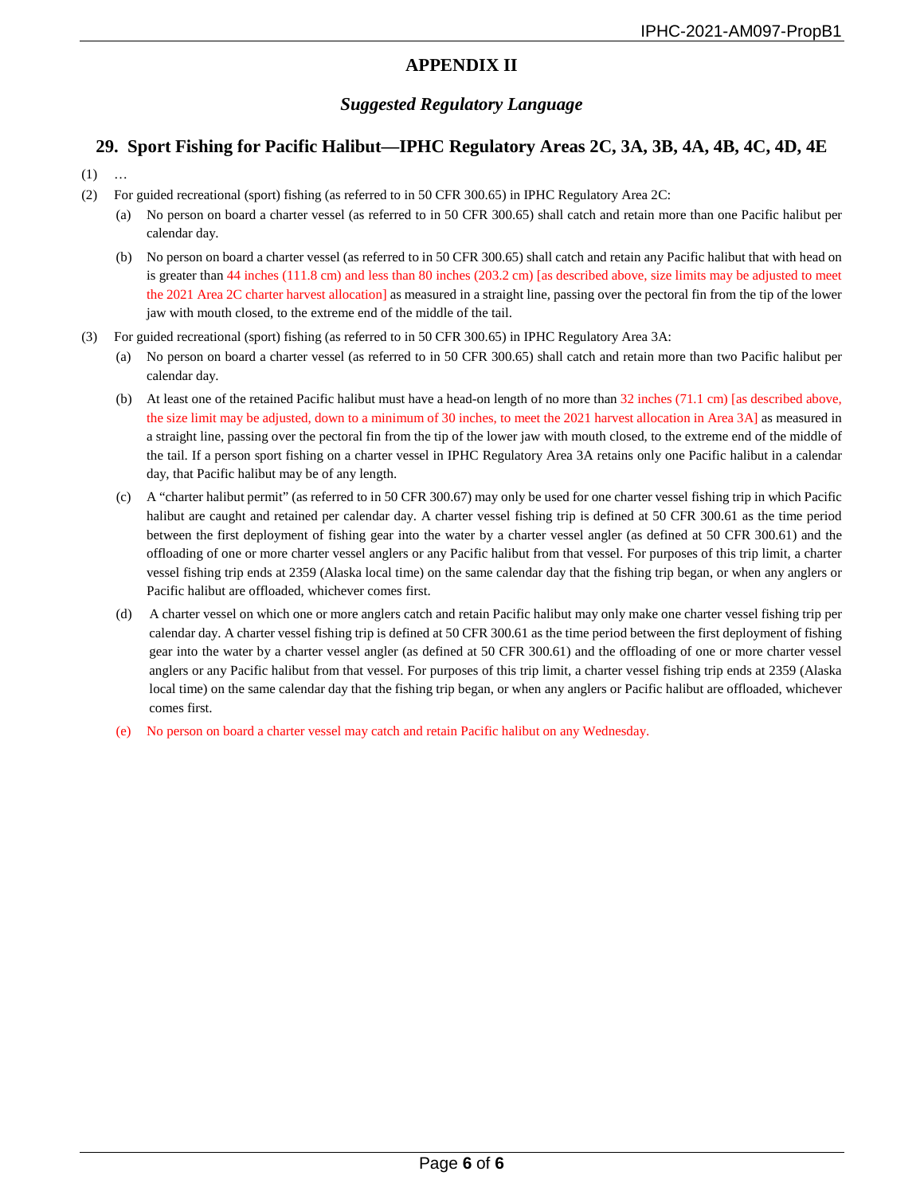## APPENDIX II

### *Suggested Regulatory Language*

## 29. Sport Fishing for Pacific Halibut—IPHC Regulatory Areas 2C, 3A, 3B, 4A, 4B, 4C, 4D, 4E

(1) …

(2) For guided recreational (sport) fishing (as referred to in 50 CFR 300.65) in IPHC Regulatory Area 2C:

- (a) No person on board a charter vessel (as referred to in 50 CFR 300.65) shall catch and retain more than one Pacific halibut per calendar day.
- (b) No person on board a charter vessel (as referred to in 50 CFR 300.65) shall catch and retain any Pacific halibut that with head on is greater than 44 inches (111.8 cm) and less than 80 inches (203.2 cm) [as described above, size limits may be adjusted to meet the 2021 Area 2C charter harvest allocation] as measured in a straight line, passing over the pectoral fin from the tip of the lower jaw with mouth closed, to the extreme end of the middle of the tail.

(3) For guided recreational (sport) fishing (as referred to in 50 CFR 300.65) in IPHC Regulatory Area 3A:

- (a) No person on board a charter vessel (as referred to in 50 CFR 300.65) shall catch and retain more than two Pacific halibut per calendar day.
- (b) At least one of the retained Pacific halibut must have a head-on length of no more than 32 inches (71.1 cm) [as described above, the size limit may be adjusted, down to a minimum of 30 inches, to meet the 2021 harvest allocation in Area 3A] as measured in a straight line, passing over the pectoral fin from the tip of the lower jaw with mouth closed, to the extreme end of the middle of the tail. If a person sport fishing on a charter vessel in IPHC Regulatory Area 3A retains only one Pacific halibut in a calendar day, that Pacific halibut may be of any length.
- (c) A "charter halibut permit" (as referred to in 50 CFR 300.67) may only be used for one charter vessel fishing trip in which Pacific halibut are caught and retained per calendar day. A charter vessel fishing trip is defined at 50 CFR 300.61 as the time period between the first deployment of fishing gear into the water by a charter vessel angler (as defined at 50 CFR 300.61) and the offloading of one or more charter vessel anglers or any Pacific halibut from that vessel. For purposes of this trip limit, a charter vessel fishing trip ends at 2359 (Alaska local time) on the same calendar day that the fishing trip began, or when any anglers or Pacific halibut are offloaded, whichever comes first.
- (d) A charter vessel on which one or more anglers catch and retain Pacific halibut may only make one charter vessel fishing trip per calendar day. A charter vessel fishing trip is defined at 50 CFR 300.61 as the time period between the first deployment of fishing gear into the water by a charter vessel angler (as defined at 50 CFR 300.61) and the offloading of one or more charter vessel anglers or any Pacific halibut from that vessel. For purposes of this trip limit, a charter vessel fishing trip ends at 2359 (Alaska local time) on the same calendar day that the fishing trip began, or when any anglers or Pacific halibut are offloaded, whichever comes first.
- (e) No person on board a charter vessel may catch and retain Pacific halibut on any Wednesday.